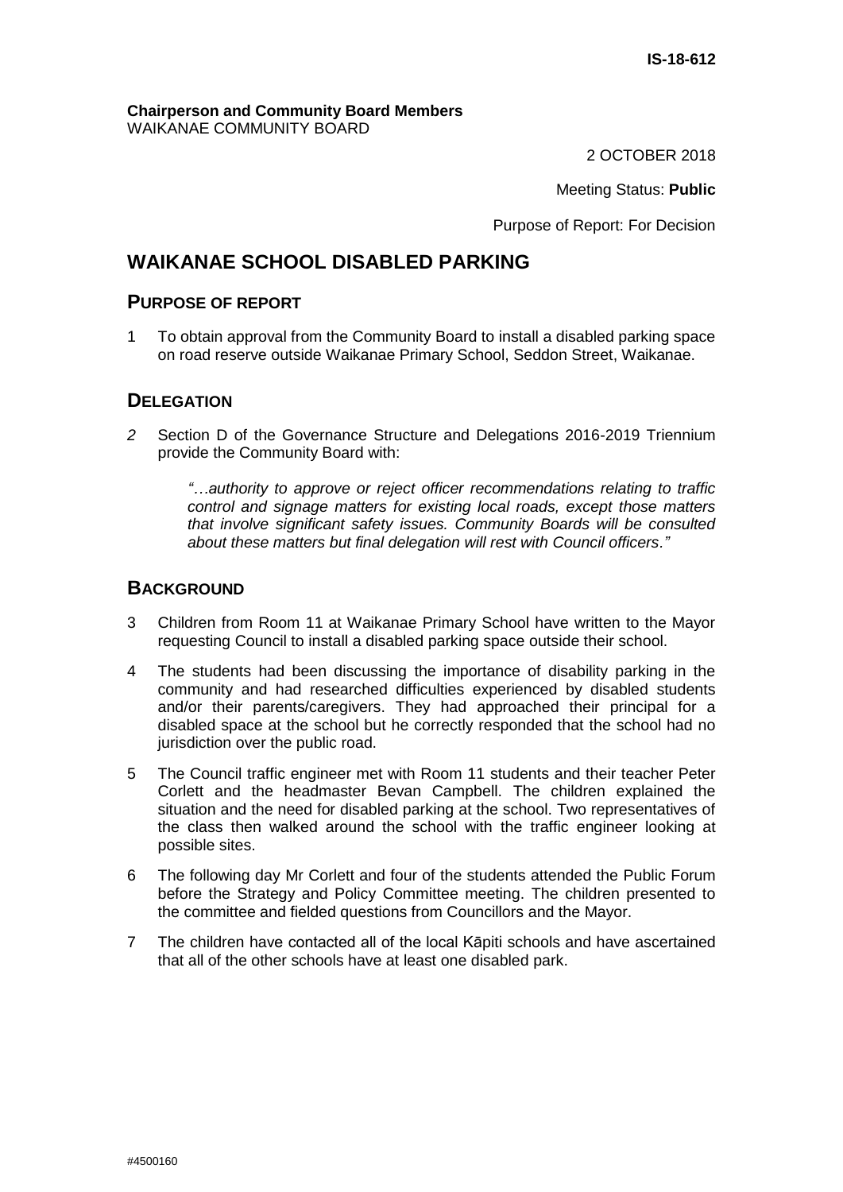IS-18-612

**Chairperson and Community Board Members**
WAIKANAE COMMUNITY BOARD

2 OCTOBER 2018

Meeting Status: **Public**

Purpose of Report: For Decision

# WAIKANAE SCHOOL DISABLED PARKING

## PURPOSE OF REPORT

1 To obtain approval from the Community Board to install a disabled parking space on road reserve outside Waikanae Primary School, Seddon Street, Waikanae.

## DELEGATION

*2* Section D of the Governance Structure and Delegations 2016-2019 Triennium provide the Community Board with:

> *"…authority to approve or reject officer recommendations relating to traffic control and signage matters for existing local roads, except those matters that involve significant safety issues. Community Boards will be consulted about these matters but final delegation will rest with Council officers."*

## BACKGROUND

3 Children from Room 11 at Waikanae Primary School have written to the Mayor requesting Council to install a disabled parking space outside their school.

4 The students had been discussing the importance of disability parking in the community and had researched difficulties experienced by disabled students and/or their parents/caregivers. They had approached their principal for a disabled space at the school but he correctly responded that the school had no jurisdiction over the public road.

5 The Council traffic engineer met with Room 11 students and their teacher Peter Corlett and the headmaster Bevan Campbell. The children explained the situation and the need for disabled parking at the school. Two representatives of the class then walked around the school with the traffic engineer looking at possible sites.

6 The following day Mr Corlett and four of the students attended the Public Forum before the Strategy and Policy Committee meeting. The children presented to the committee and fielded questions from Councillors and the Mayor.

7 The children have contacted all of the local Kāpiti schools and have ascertained that all of the other schools have at least one disabled park.

#4500160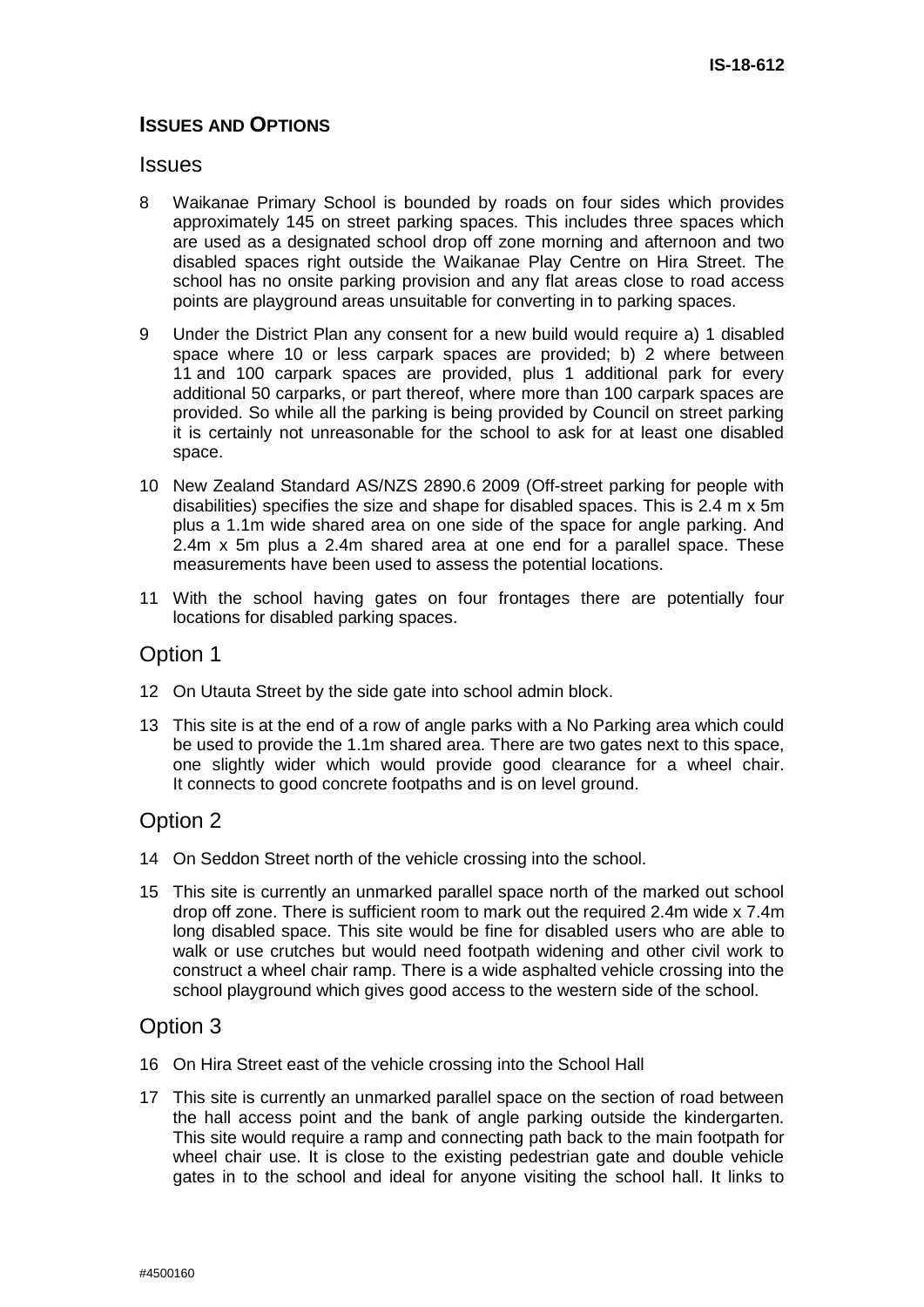## ISSUES AND OPTIONS

### Issues

8 Waikanae Primary School is bounded by roads on four sides which provides approximately 145 on street parking spaces. This includes three spaces which are used as a designated school drop off zone morning and afternoon and two disabled spaces right outside the Waikanae Play Centre on Hira Street. The school has no onsite parking provision and any flat areas close to road access points are playground areas unsuitable for converting in to parking spaces.

9 Under the District Plan any consent for a new build would require a) 1 disabled space where 10 or less carpark spaces are provided; b) 2 where between 11 and 100 carpark spaces are provided, plus 1 additional park for every additional 50 carparks, or part thereof, where more than 100 carpark spaces are provided. So while all the parking is being provided by Council on street parking it is certainly not unreasonable for the school to ask for at least one disabled space.

10 New Zealand Standard AS/NZS 2890.6 2009 (Off-street parking for people with disabilities) specifies the size and shape for disabled spaces. This is 2.4 m x 5m plus a 1.1m wide shared area on one side of the space for angle parking. And 2.4m x 5m plus a 2.4m shared area at one end for a parallel space. These measurements have been used to assess the potential locations.

11 With the school having gates on four frontages there are potentially four locations for disabled parking spaces.

### Option 1

12 On Utauta Street by the side gate into school admin block.

13 This site is at the end of a row of angle parks with a No Parking area which could be used to provide the 1.1m shared area. There are two gates next to this space, one slightly wider which would provide good clearance for a wheel chair. It connects to good concrete footpaths and is on level ground.

### Option 2

14 On Seddon Street north of the vehicle crossing into the school.

15 This site is currently an unmarked parallel space north of the marked out school drop off zone. There is sufficient room to mark out the required 2.4m wide x 7.4m long disabled space. This site would be fine for disabled users who are able to walk or use crutches but would need footpath widening and other civil work to construct a wheel chair ramp. There is a wide asphalted vehicle crossing into the school playground which gives good access to the western side of the school.

### Option 3

16 On Hira Street east of the vehicle crossing into the School Hall

17 This site is currently an unmarked parallel space on the section of road between the hall access point and the bank of angle parking outside the kindergarten. This site would require a ramp and connecting path back to the main footpath for wheel chair use. It is close to the existing pedestrian gate and double vehicle gates in to the school and ideal for anyone visiting the school hall. It links to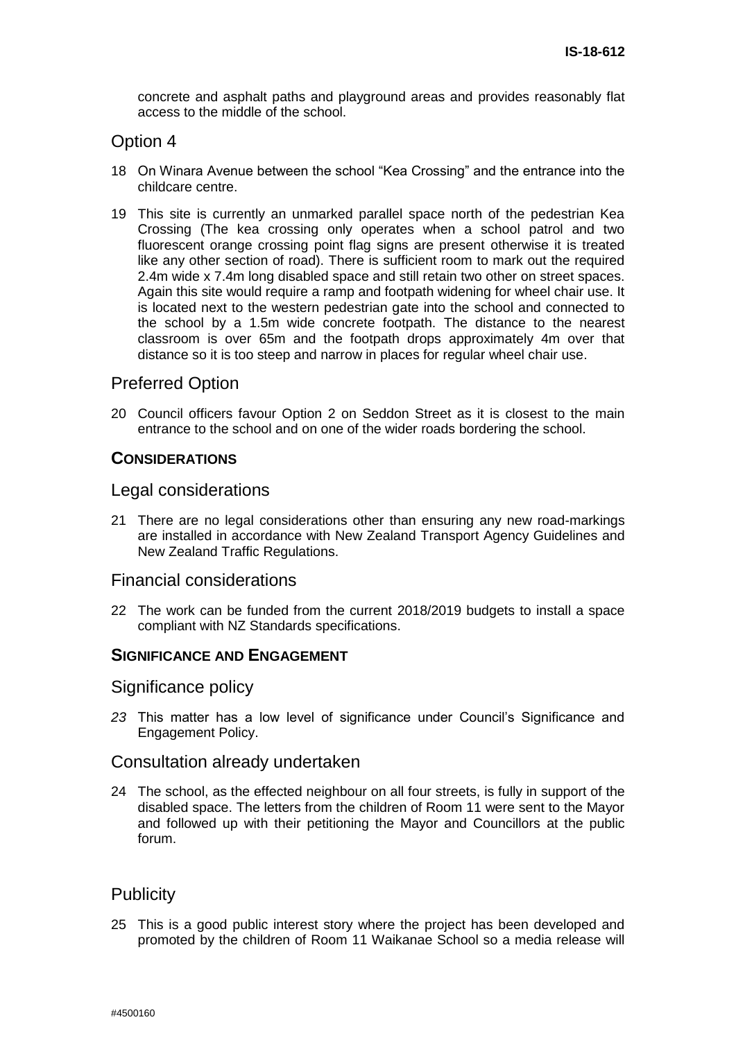concrete and asphalt paths and playground areas and provides reasonably flat access to the middle of the school.

## Option 4

18 On Winara Avenue between the school "Kea Crossing" and the entrance into the childcare centre.

19 This site is currently an unmarked parallel space north of the pedestrian Kea Crossing (The kea crossing only operates when a school patrol and two fluorescent orange crossing point flag signs are present otherwise it is treated like any other section of road). There is sufficient room to mark out the required 2.4m wide x 7.4m long disabled space and still retain two other on street spaces. Again this site would require a ramp and footpath widening for wheel chair use. It is located next to the western pedestrian gate into the school and connected to the school by a 1.5m wide concrete footpath. The distance to the nearest classroom is over 65m and the footpath drops approximately 4m over that distance so it is too steep and narrow in places for regular wheel chair use.

## Preferred Option

20 Council officers favour Option 2 on Seddon Street as it is closest to the main entrance to the school and on one of the wider roads bordering the school.

### CONSIDERATIONS

## Legal considerations

21 There are no legal considerations other than ensuring any new road-markings are installed in accordance with New Zealand Transport Agency Guidelines and New Zealand Traffic Regulations.

## Financial considerations

22 The work can be funded from the current 2018/2019 budgets to install a space compliant with NZ Standards specifications.

### SIGNIFICANCE AND ENGAGEMENT

## Significance policy

*23* This matter has a low level of significance under Council's Significance and Engagement Policy.

## Consultation already undertaken

24 The school, as the effected neighbour on all four streets, is fully in support of the disabled space. The letters from the children of Room 11 were sent to the Mayor and followed up with their petitioning the Mayor and Councillors at the public forum.

## Publicity

25 This is a good public interest story where the project has been developed and promoted by the children of Room 11 Waikanae School so a media release will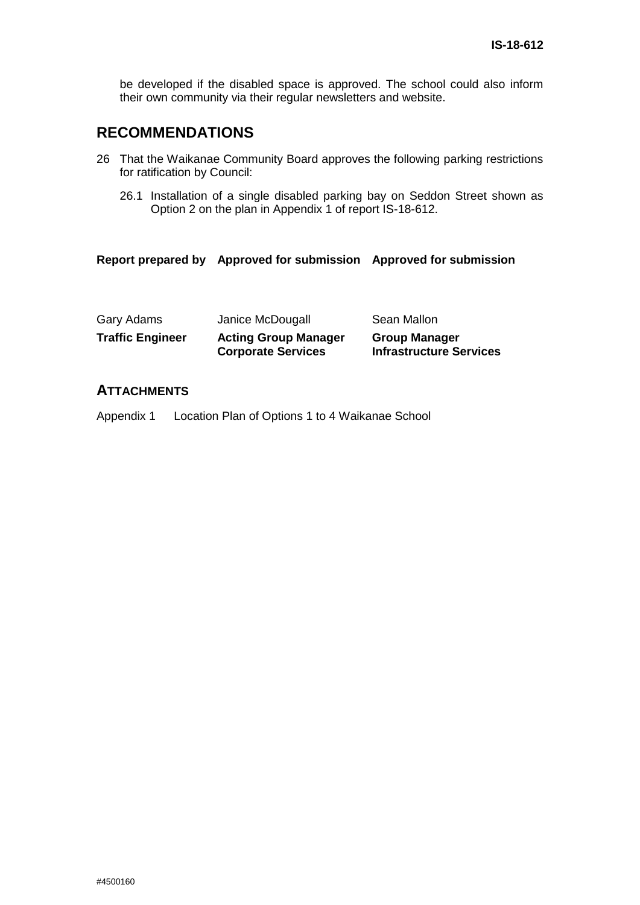be developed if the disabled space is approved. The school could also inform their own community via their regular newsletters and website.

## RECOMMENDATIONS

26 That the Waikanae Community Board approves the following parking restrictions for ratification by Council:

26.1 Installation of a single disabled parking bay on Seddon Street shown as Option 2 on the plan in Appendix 1 of report IS-18-612.

| **Report prepared by** | **Approved for submission** | **Approved for submission** |
|---|---|---|
| Gary Adams | Janice McDougall | Sean Mallon |
| **Traffic Engineer** | **Acting Group Manager Corporate Services** | **Group Manager Infrastructure Services** |

## ATTACHMENTS

Appendix 1 Location Plan of Options 1 to 4 Waikanae School

#4500160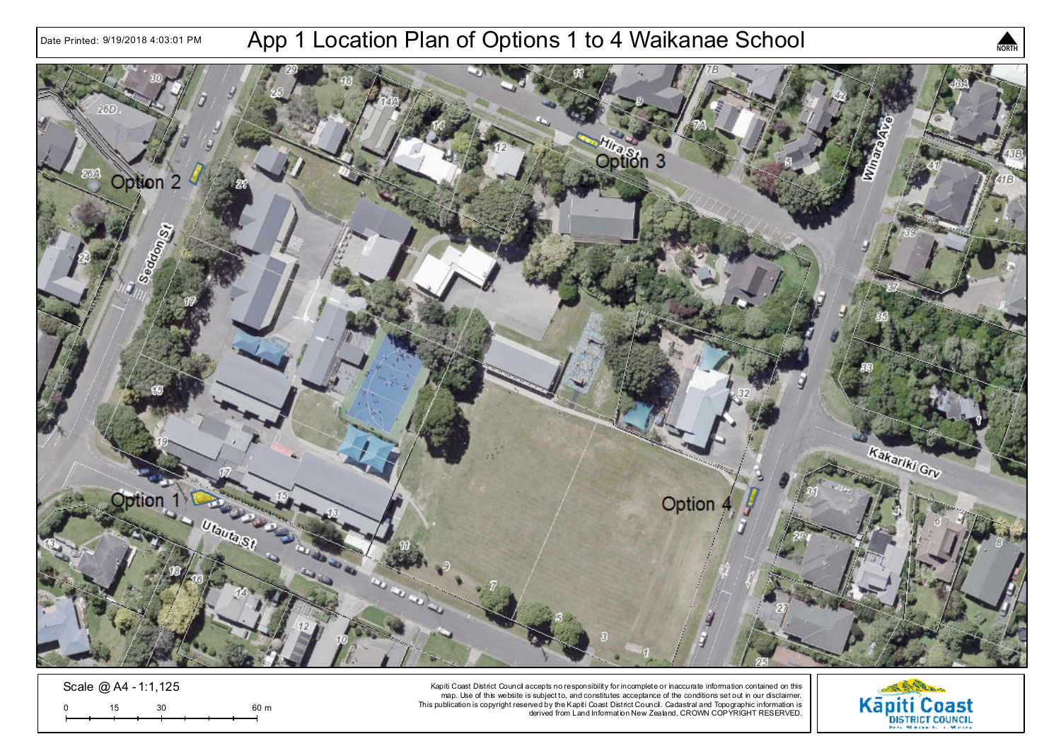Date Printed: 9/19/2018 4:03:01 PM

# App 1 Location Plan of Options 1 to 4 Waikanae School

NORTH

Option 1

Option 2

Option 3

Option 4

Seddon St

Hira St

Winara Ave

Kakariki Grv

Utauta St

Scale @ A4 - 1:1,125

0 15 30 60 m

Kapiti Coast District Council accepts no responsibility for incomplete or inaccurate information contained on this map. Use of this website is subject to, and constitutes acceptance of the conditions set out in our disclaimer. This publication is copyright reserved by the Kapiti Coast District Council. Cadastral and Topographic information is derived from Land Information New Zealand, CROWN COPYRIGHT RESERVED.

Kāpiti Coast DISTRICT COUNCIL